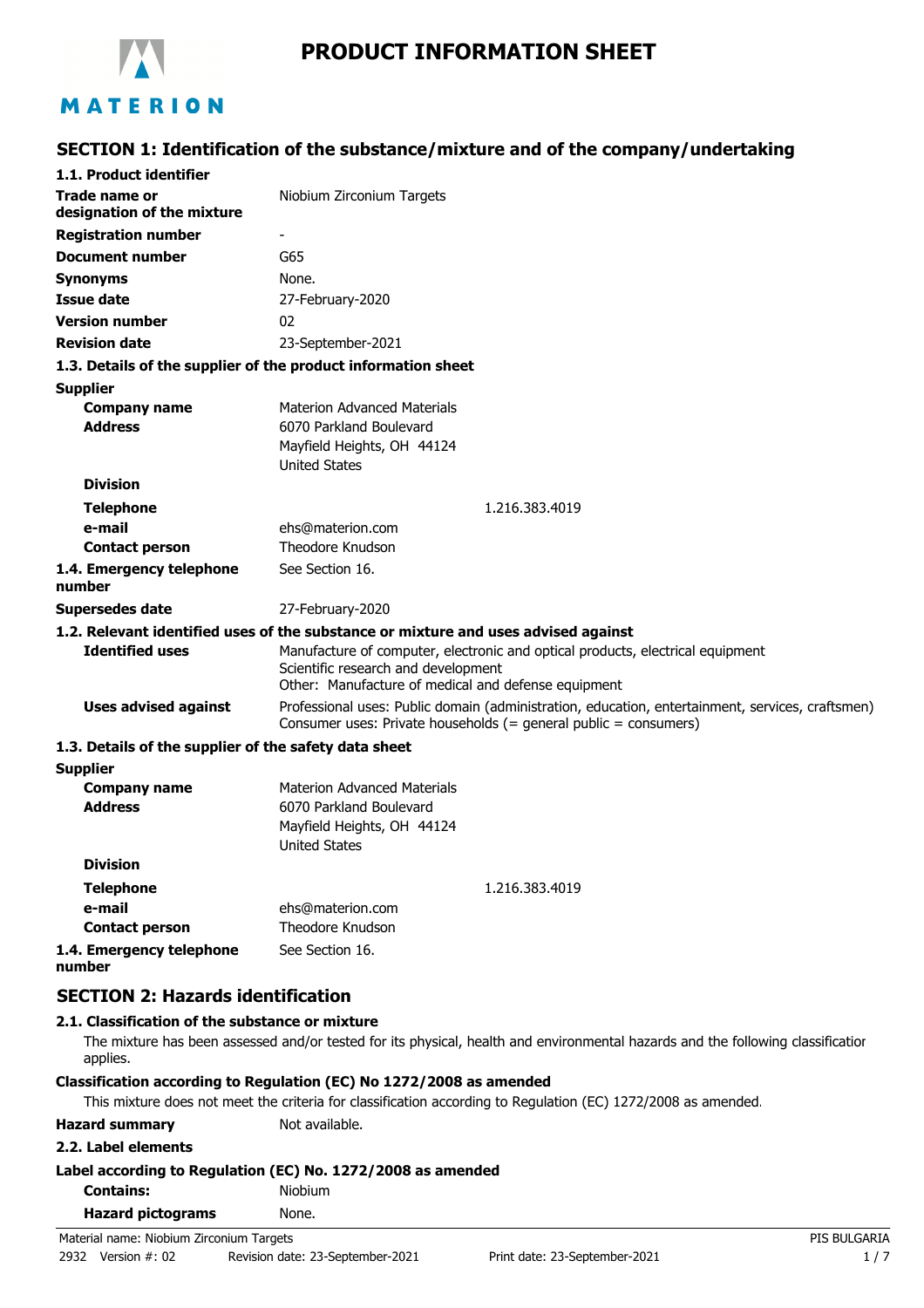# PRODUCT INFORMATION SHEET

## SECTION 1: Identification of the substance/mixture and of the company/undertaking

**1.1. Product identifier**

| | |
|---|---|
| **Trade name or designation of the mixture** | Niobium Zirconium Targets |
| **Registration number** | - |
| **Document number** | G65 |
| **Synonyms** | None. |
| **Issue date** | 27-February-2020 |
| **Version number** | 02 |
| **Revision date** | 23-September-2021 |

**1.3. Details of the supplier of the product information sheet**

**Supplier**

| | |
|---|---|
| **Company name** | Materion Advanced Materials |
| **Address** | 6070 Parkland Boulevard<br>Mayfield Heights, OH 44124<br>United States |
| **Division** | |
| **Telephone** | 1.216.383.4019 |
| **e-mail** | ehs@materion.com |
| **Contact person** | Theodore Knudson |
| **1.4. Emergency telephone number** | See Section 16. |
| **Supersedes date** | 27-February-2020 |

**1.2. Relevant identified uses of the substance or mixture and uses advised against**

| | |
|---|---|
| **Identified uses** | Manufacture of computer, electronic and optical products, electrical equipment<br>Scientific research and development<br>Other: Manufacture of medical and defense equipment |
| **Uses advised against** | Professional uses: Public domain (administration, education, entertainment, services, craftsmen)<br>Consumer uses: Private households (= general public = consumers) |

**1.3. Details of the supplier of the safety data sheet**

**Supplier**

| | |
|---|---|
| **Company name** | Materion Advanced Materials |
| **Address** | 6070 Parkland Boulevard<br>Mayfield Heights, OH 44124<br>United States |
| **Division** | |
| **Telephone** | 1.216.383.4019 |
| **e-mail** | ehs@materion.com |
| **Contact person** | Theodore Knudson |
| **1.4. Emergency telephone number** | See Section 16. |

## SECTION 2: Hazards identification

**2.1. Classification of the substance or mixture**

The mixture has been assessed and/or tested for its physical, health and environmental hazards and the following classification applies.

**Classification according to Regulation (EC) No 1272/2008 as amended**

This mixture does not meet the criteria for classification according to Regulation (EC) 1272/2008 as amended.

**Hazard summary** Not available.

**2.2. Label elements**

**Label according to Regulation (EC) No. 1272/2008 as amended**

| | |
|---|---|
| **Contains:** | Niobium |
| **Hazard pictograms** | None. |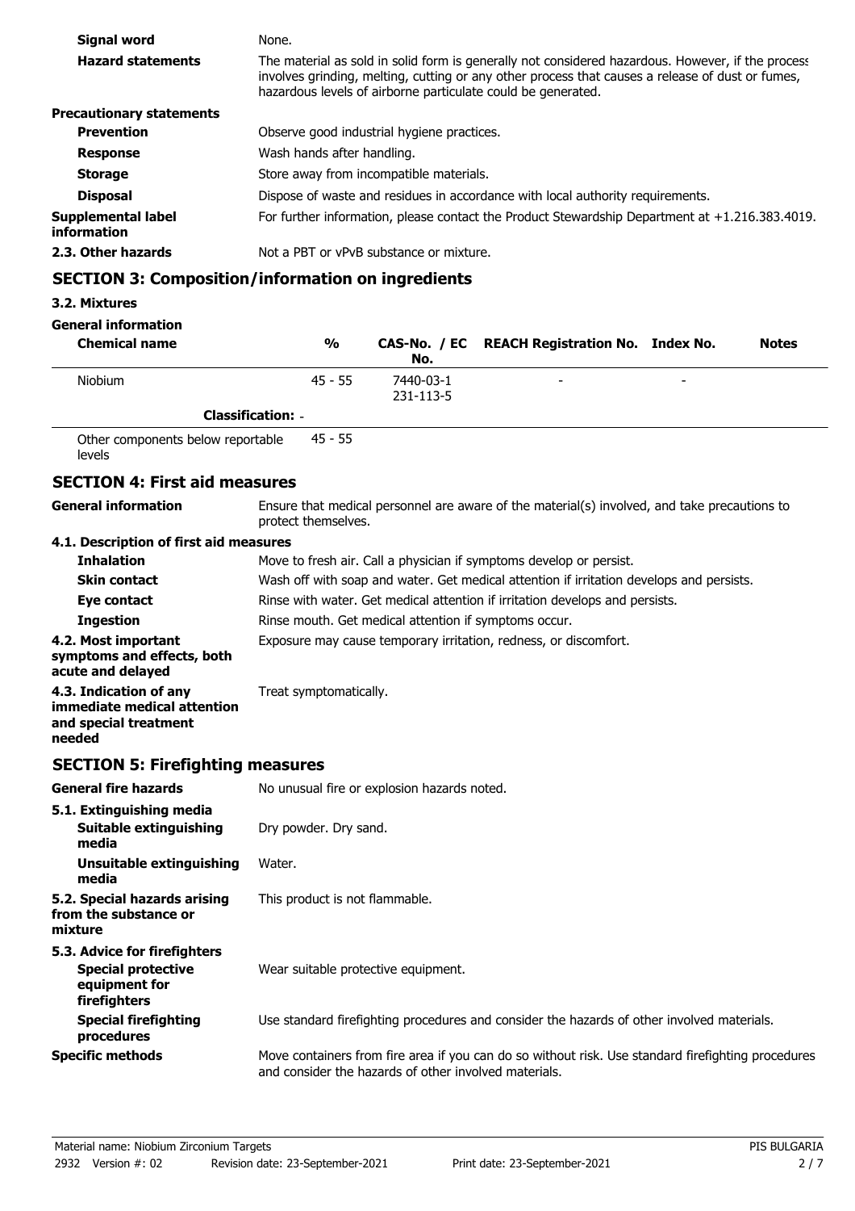| | |
|---|---|
| **Signal word** | None. |
| **Hazard statements** | The material as sold in solid form is generally not considered hazardous. However, if the process involves grinding, melting, cutting or any other process that causes a release of dust or fumes, hazardous levels of airborne particulate could be generated. |
| **Precautionary statements** | |
| **Prevention** | Observe good industrial hygiene practices. |
| **Response** | Wash hands after handling. |
| **Storage** | Store away from incompatible materials. |
| **Disposal** | Dispose of waste and residues in accordance with local authority requirements. |
| **Supplemental label information** | For further information, please contact the Product Stewardship Department at +1.216.383.4019. |
| **2.3. Other hazards** | Not a PBT or vPvB substance or mixture. |

## SECTION 3: Composition/information on ingredients

### 3.2. Mixtures

**General information**

| Chemical name | % | CAS-No. / EC No. | REACH Registration No. | Index No. | Notes |
|---|---|---|---|---|---|
| Niobium | 45 - 55 | 7440-03-1 231-113-5 | - | - | |
| **Classification:** - | | | | | |
| Other components below reportable levels | 45 - 55 | | | | |

## SECTION 4: First aid measures

| | |
|---|---|
| **General information** | Ensure that medical personnel are aware of the material(s) involved, and take precautions to protect themselves. |
| **4.1. Description of first aid measures** | |
| **Inhalation** | Move to fresh air. Call a physician if symptoms develop or persist. |
| **Skin contact** | Wash off with soap and water. Get medical attention if irritation develops and persists. |
| **Eye contact** | Rinse with water. Get medical attention if irritation develops and persists. |
| **Ingestion** | Rinse mouth. Get medical attention if symptoms occur. |
| **4.2. Most important symptoms and effects, both acute and delayed** | Exposure may cause temporary irritation, redness, or discomfort. |
| **4.3. Indication of any immediate medical attention and special treatment needed** | Treat symptomatically. |

## SECTION 5: Firefighting measures

| | |
|---|---|
| **General fire hazards** | No unusual fire or explosion hazards noted. |
| **5.1. Extinguishing media** | |
| **Suitable extinguishing media** | Dry powder. Dry sand. |
| **Unsuitable extinguishing media** | Water. |
| **5.2. Special hazards arising from the substance or mixture** | This product is not flammable. |
| **5.3. Advice for firefighters** | |
| **Special protective equipment for firefighters** | Wear suitable protective equipment. |
| **Special firefighting procedures** | Use standard firefighting procedures and consider the hazards of other involved materials. |
| **Specific methods** | Move containers from fire area if you can do so without risk. Use standard firefighting procedures and consider the hazards of other involved materials. |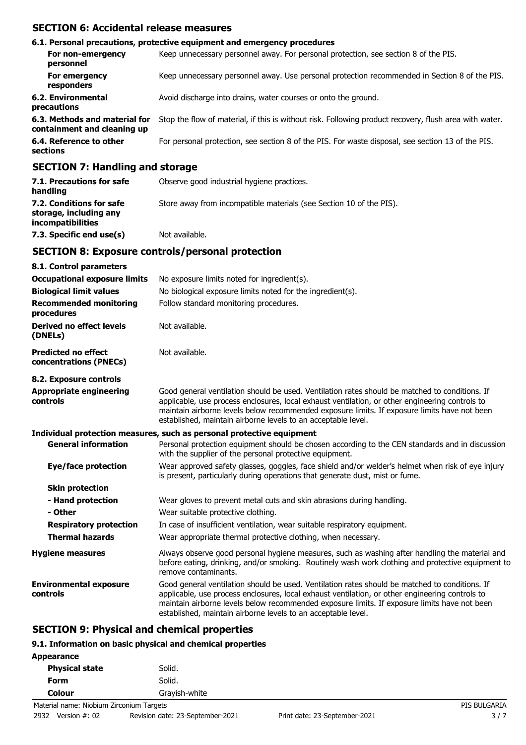## SECTION 6: Accidental release measures

### 6.1. Personal precautions, protective equipment and emergency procedures

| | |
|---|---|
| **For non-emergency personnel** | Keep unnecessary personnel away. For personal protection, see section 8 of the PIS. |
| **For emergency responders** | Keep unnecessary personnel away. Use personal protection recommended in Section 8 of the PIS. |
| **6.2. Environmental precautions** | Avoid discharge into drains, water courses or onto the ground. |
| **6.3. Methods and material for containment and cleaning up** | Stop the flow of material, if this is without risk. Following product recovery, flush area with water. |
| **6.4. Reference to other sections** | For personal protection, see section 8 of the PIS. For waste disposal, see section 13 of the PIS. |

## SECTION 7: Handling and storage

| | |
|---|---|
| **7.1. Precautions for safe handling** | Observe good industrial hygiene practices. |
| **7.2. Conditions for safe storage, including any incompatibilities** | Store away from incompatible materials (see Section 10 of the PIS). |
| **7.3. Specific end use(s)** | Not available. |

## SECTION 8: Exposure controls/personal protection

### 8.1. Control parameters

| | |
|---|---|
| **Occupational exposure limits** | No exposure limits noted for ingredient(s). |
| **Biological limit values** | No biological exposure limits noted for the ingredient(s). |
| **Recommended monitoring procedures** | Follow standard monitoring procedures. |
| **Derived no effect levels (DNELs)** | Not available. |
| **Predicted no effect concentrations (PNECs)** | Not available. |

### 8.2. Exposure controls

| | |
|---|---|
| **Appropriate engineering controls** | Good general ventilation should be used. Ventilation rates should be matched to conditions. If applicable, use process enclosures, local exhaust ventilation, or other engineering controls to maintain airborne levels below recommended exposure limits. If exposure limits have not been established, maintain airborne levels to an acceptable level. |

**Individual protection measures, such as personal protective equipment**

| | |
|---|---|
| **General information** | Personal protection equipment should be chosen according to the CEN standards and in discussion with the supplier of the personal protective equipment. |
| **Eye/face protection** | Wear approved safety glasses, goggles, face shield and/or welder's helmet when risk of eye injury is present, particularly during operations that generate dust, mist or fume. |
| **Skin protection** | |
| **- Hand protection** | Wear gloves to prevent metal cuts and skin abrasions during handling. |
| **- Other** | Wear suitable protective clothing. |
| **Respiratory protection** | In case of insufficient ventilation, wear suitable respiratory equipment. |
| **Thermal hazards** | Wear appropriate thermal protective clothing, when necessary. |
| **Hygiene measures** | Always observe good personal hygiene measures, such as washing after handling the material and before eating, drinking, and/or smoking. Routinely wash work clothing and protective equipment to remove contaminants. |
| **Environmental exposure controls** | Good general ventilation should be used. Ventilation rates should be matched to conditions. If applicable, use process enclosures, local exhaust ventilation, or other engineering controls to maintain airborne levels below recommended exposure limits. If exposure limits have not been established, maintain airborne levels to an acceptable level. |

## SECTION 9: Physical and chemical properties

### 9.1. Information on basic physical and chemical properties

**Appearance**

| | |
|---|---|
| **Physical state** | Solid. |
| **Form** | Solid. |
| **Colour** | Grayish-white |

Material name: Niobium Zirconium Targets
2932 Version #: 02 Revision date: 23-September-2021 Print date: 23-September-2021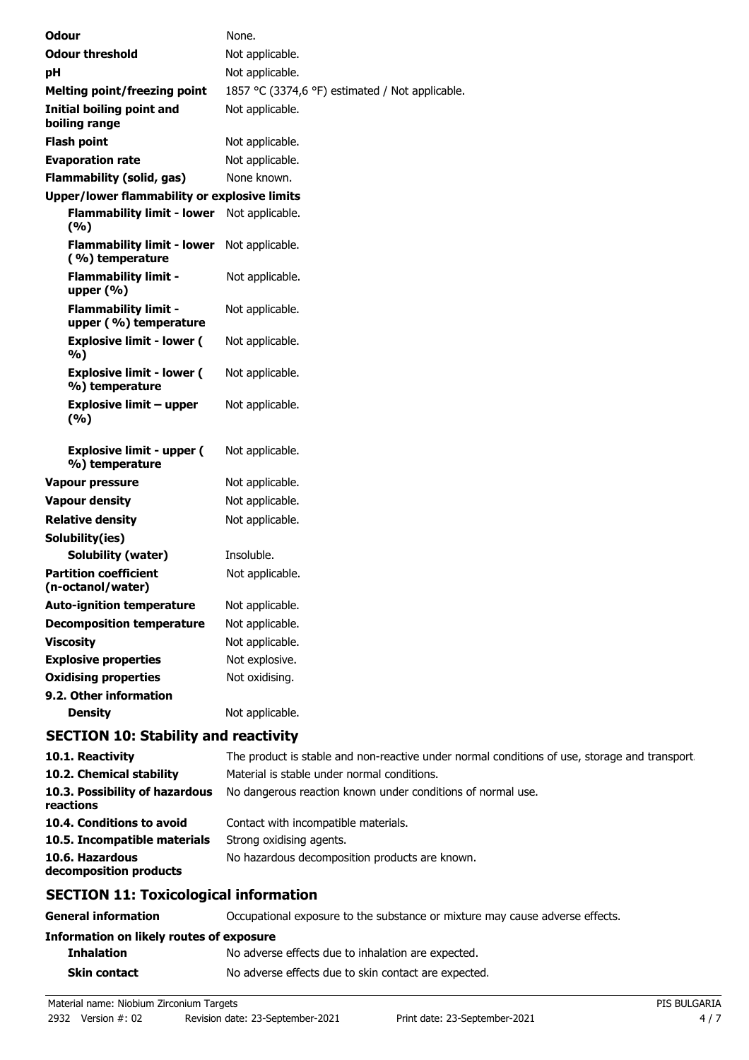| | |
|---|---|
| **Odour** | None. |
| **Odour threshold** | Not applicable. |
| **pH** | Not applicable. |
| **Melting point/freezing point** | 1857 °C (3374,6 °F) estimated / Not applicable. |
| **Initial boiling point and boiling range** | Not applicable. |
| **Flash point** | Not applicable. |
| **Evaporation rate** | Not applicable. |
| **Flammability (solid, gas)** | None known. |
| **Upper/lower flammability or explosive limits** | |
| **Flammability limit - lower (%)** | Not applicable. |
| **Flammability limit - lower (%) temperature** | Not applicable. |
| **Flammability limit - upper (%)** | Not applicable. |
| **Flammability limit - upper (%) temperature** | Not applicable. |
| **Explosive limit - lower (%)** | Not applicable. |
| **Explosive limit - lower (%) temperature** | Not applicable. |
| **Explosive limit – upper (%)** | Not applicable. |
| **Explosive limit - upper (%) temperature** | Not applicable. |
| **Vapour pressure** | Not applicable. |
| **Vapour density** | Not applicable. |
| **Relative density** | Not applicable. |
| **Solubility(ies)** | |
| **Solubility (water)** | Insoluble. |
| **Partition coefficient (n-octanol/water)** | Not applicable. |
| **Auto-ignition temperature** | Not applicable. |
| **Decomposition temperature** | Not applicable. |
| **Viscosity** | Not applicable. |
| **Explosive properties** | Not explosive. |
| **Oxidising properties** | Not oxidising. |
| **9.2. Other information** | |
| **Density** | Not applicable. |

## SECTION 10: Stability and reactivity

| | |
|---|---|
| **10.1. Reactivity** | The product is stable and non-reactive under normal conditions of use, storage and transport. |
| **10.2. Chemical stability** | Material is stable under normal conditions. |
| **10.3. Possibility of hazardous reactions** | No dangerous reaction known under conditions of normal use. |
| **10.4. Conditions to avoid** | Contact with incompatible materials. |
| **10.5. Incompatible materials** | Strong oxidising agents. |
| **10.6. Hazardous decomposition products** | No hazardous decomposition products are known. |

## SECTION 11: Toxicological information

| | |
|---|---|
| **General information** | Occupational exposure to the substance or mixture may cause adverse effects. |
| **Information on likely routes of exposure** | |
| **Inhalation** | No adverse effects due to inhalation are expected. |
| **Skin contact** | No adverse effects due to skin contact are expected. |

Material name: Niobium Zirconium Targets
2932 Version #: 02 Revision date: 23-September-2021 Print date: 23-September-2021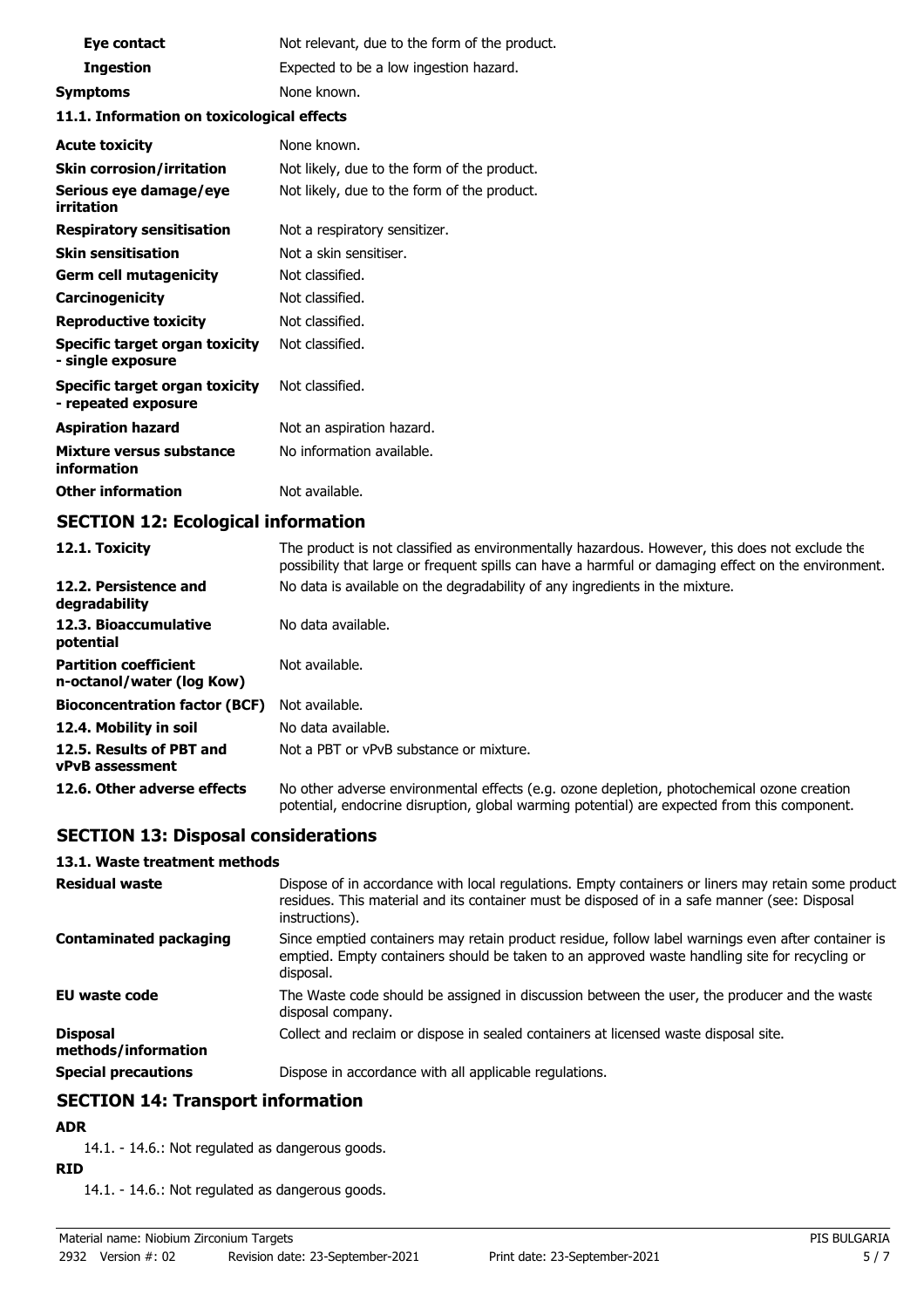| | |
|---|---|
| **Eye contact** | Not relevant, due to the form of the product. |
| **Ingestion** | Expected to be a low ingestion hazard. |
| **Symptoms** | None known. |

### 11.1. Information on toxicological effects

| | |
|---|---|
| **Acute toxicity** | None known. |
| **Skin corrosion/irritation** | Not likely, due to the form of the product. |
| **Serious eye damage/eye irritation** | Not likely, due to the form of the product. |
| **Respiratory sensitisation** | Not a respiratory sensitizer. |
| **Skin sensitisation** | Not a skin sensitiser. |
| **Germ cell mutagenicity** | Not classified. |
| **Carcinogenicity** | Not classified. |
| **Reproductive toxicity** | Not classified. |
| **Specific target organ toxicity - single exposure** | Not classified. |
| **Specific target organ toxicity - repeated exposure** | Not classified. |
| **Aspiration hazard** | Not an aspiration hazard. |
| **Mixture versus substance information** | No information available. |
| **Other information** | Not available. |

## SECTION 12: Ecological information

| | |
|---|---|
| **12.1. Toxicity** | The product is not classified as environmentally hazardous. However, this does not exclude the possibility that large or frequent spills can have a harmful or damaging effect on the environment. |
| **12.2. Persistence and degradability** | No data is available on the degradability of any ingredients in the mixture. |
| **12.3. Bioaccumulative potential** | No data available. |
| **Partition coefficient n-octanol/water (log Kow)** | Not available. |
| **Bioconcentration factor (BCF)** | Not available. |
| **12.4. Mobility in soil** | No data available. |
| **12.5. Results of PBT and vPvB assessment** | Not a PBT or vPvB substance or mixture. |
| **12.6. Other adverse effects** | No other adverse environmental effects (e.g. ozone depletion, photochemical ozone creation potential, endocrine disruption, global warming potential) are expected from this component. |

## SECTION 13: Disposal considerations

### 13.1. Waste treatment methods

| | |
|---|---|
| **Residual waste** | Dispose of in accordance with local regulations. Empty containers or liners may retain some product residues. This material and its container must be disposed of in a safe manner (see: Disposal instructions). |
| **Contaminated packaging** | Since emptied containers may retain product residue, follow label warnings even after container is emptied. Empty containers should be taken to an approved waste handling site for recycling or disposal. |
| **EU waste code** | The Waste code should be assigned in discussion between the user, the producer and the waste disposal company. |
| **Disposal methods/information** | Collect and reclaim or dispose in sealed containers at licensed waste disposal site. |
| **Special precautions** | Dispose in accordance with all applicable regulations. |

## SECTION 14: Transport information

**ADR**

14.1. - 14.6.: Not regulated as dangerous goods.

**RID**

14.1. - 14.6.: Not regulated as dangerous goods.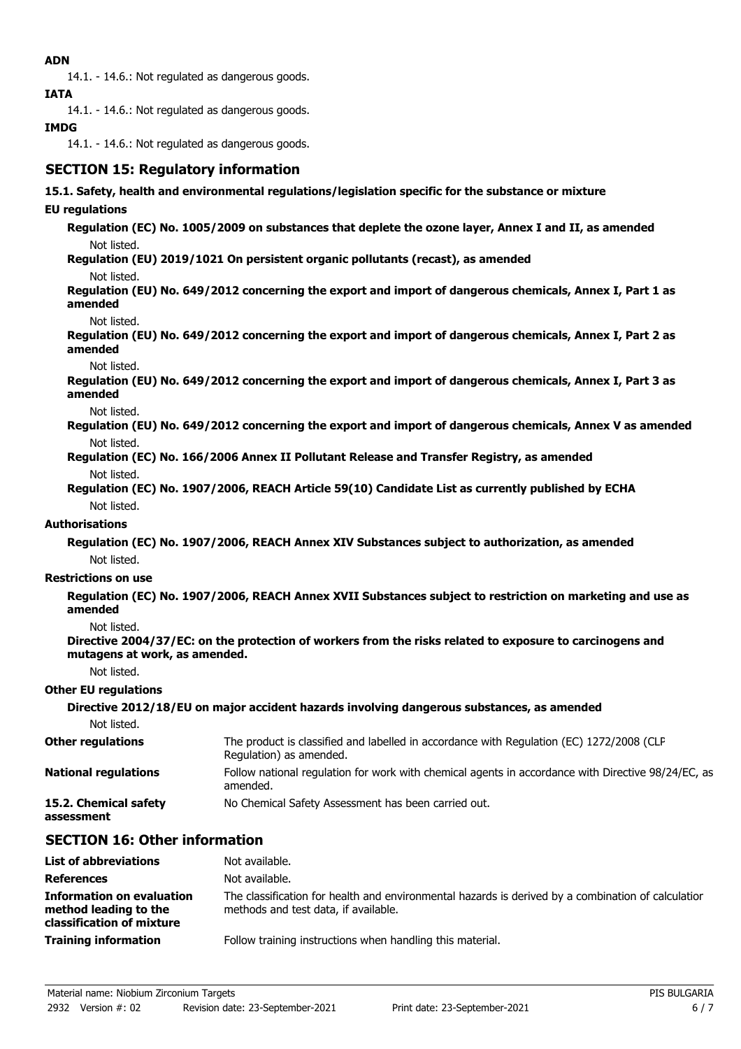**ADN**

14.1. - 14.6.: Not regulated as dangerous goods.

**IATA**

14.1. - 14.6.: Not regulated as dangerous goods.

**IMDG**

14.1. - 14.6.: Not regulated as dangerous goods.

## SECTION 15: Regulatory information

**15.1. Safety, health and environmental regulations/legislation specific for the substance or mixture**

**EU regulations**

**Regulation (EC) No. 1005/2009 on substances that deplete the ozone layer, Annex I and II, as amended**

Not listed.

**Regulation (EU) 2019/1021 On persistent organic pollutants (recast), as amended**

Not listed.

**Regulation (EU) No. 649/2012 concerning the export and import of dangerous chemicals, Annex I, Part 1 as amended**

Not listed.

**Regulation (EU) No. 649/2012 concerning the export and import of dangerous chemicals, Annex I, Part 2 as amended**

Not listed.

**Regulation (EU) No. 649/2012 concerning the export and import of dangerous chemicals, Annex I, Part 3 as amended**

Not listed.

**Regulation (EU) No. 649/2012 concerning the export and import of dangerous chemicals, Annex V as amended**

Not listed.

**Regulation (EC) No. 166/2006 Annex II Pollutant Release and Transfer Registry, as amended**

Not listed.

**Regulation (EC) No. 1907/2006, REACH Article 59(10) Candidate List as currently published by ECHA**

Not listed.

**Authorisations**

**Regulation (EC) No. 1907/2006, REACH Annex XIV Substances subject to authorization, as amended**

Not listed.

**Restrictions on use**

**Regulation (EC) No. 1907/2006, REACH Annex XVII Substances subject to restriction on marketing and use as amended**

Not listed.

**Directive 2004/37/EC: on the protection of workers from the risks related to exposure to carcinogens and mutagens at work, as amended.**

Not listed.

**Other EU regulations**

**Directive 2012/18/EU on major accident hazards involving dangerous substances, as amended**

Not listed.

**Other regulations** The product is classified and labelled in accordance with Regulation (EC) 1272/2008 (CLP Regulation) as amended.

**National regulations** Follow national regulation for work with chemical agents in accordance with Directive 98/24/EC, as amended.

**15.2. Chemical safety assessment** No Chemical Safety Assessment has been carried out.

## SECTION 16: Other information

**List of abbreviations** Not available.

**References** Not available.

**Information on evaluation method leading to the classification of mixture** The classification for health and environmental hazards is derived by a combination of calculation methods and test data, if available.

**Training information** Follow training instructions when handling this material.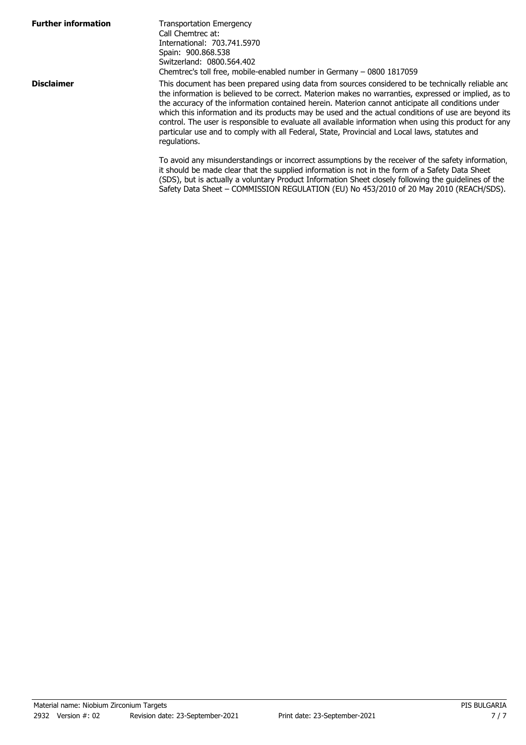**Further information**

Transportation Emergency
Call Chemtrec at:
International: 703.741.5970
Spain: 900.868.538
Switzerland: 0800.564.402
Chemtrec's toll free, mobile-enabled number in Germany – 0800 1817059

**Disclaimer**

This document has been prepared using data from sources considered to be technically reliable and the information is believed to be correct. Materion makes no warranties, expressed or implied, as to the accuracy of the information contained herein. Materion cannot anticipate all conditions under which this information and its products may be used and the actual conditions of use are beyond its control. The user is responsible to evaluate all available information when using this product for any particular use and to comply with all Federal, State, Provincial and Local laws, statutes and regulations.

To avoid any misunderstandings or incorrect assumptions by the receiver of the safety information, it should be made clear that the supplied information is not in the form of a Safety Data Sheet (SDS), but is actually a voluntary Product Information Sheet closely following the guidelines of the Safety Data Sheet – COMMISSION REGULATION (EU) No 453/2010 of 20 May 2010 (REACH/SDS).